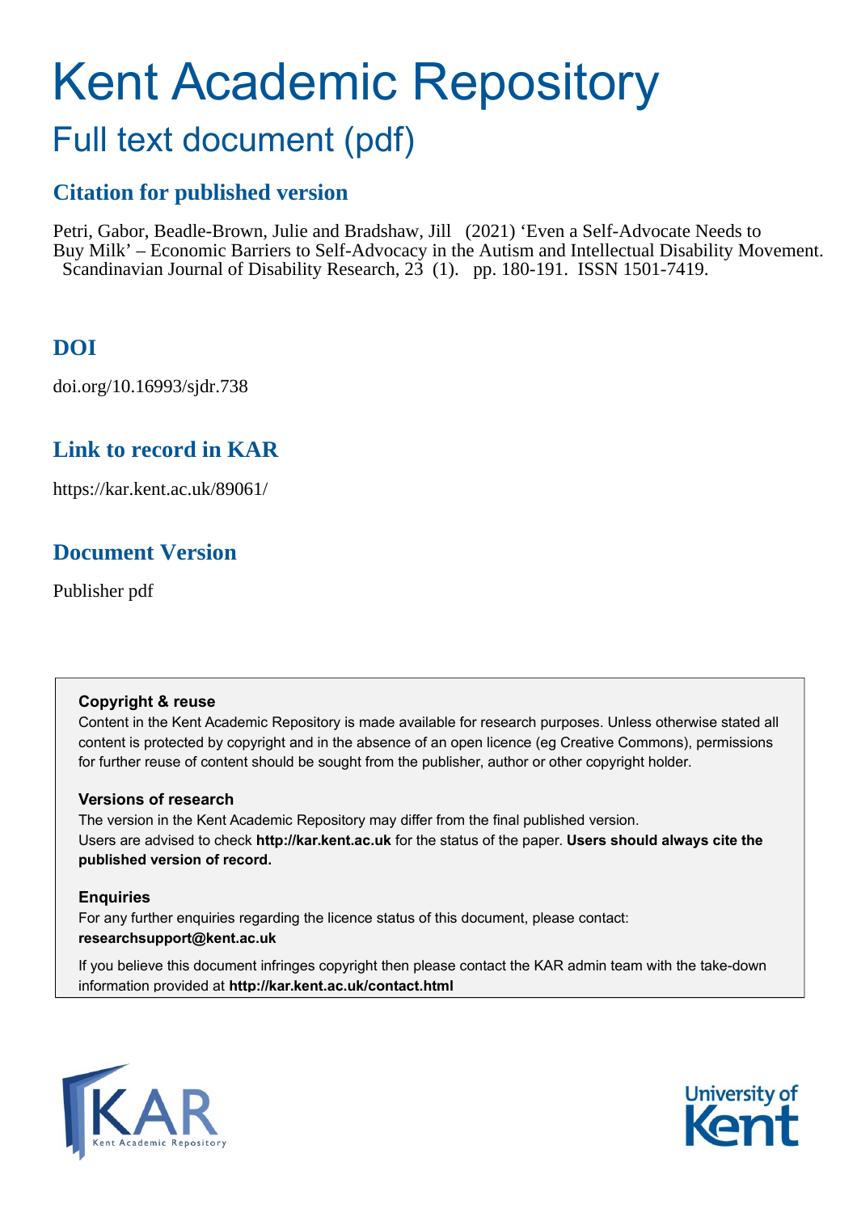# Kent Academic Repository

## Full text document (pdf)

### Citation for published version

Petri, Gabor, Beadle-Brown, Julie and Bradshaw, Jill (2021) 'Even a Self-Advocate Needs to Buy Milk' – Economic Barriers to Self-Advocacy in the Autism and Intellectual Disability Movement. Scandinavian Journal of Disability Research, 23 (1). pp. 180-191. ISSN 1501-7419.

### DOI

doi.org/10.16993/sjdr.738

### Link to record in KAR

https://kar.kent.ac.uk/89061/

### Document Version

Publisher pdf

**Copyright & reuse**

Content in the Kent Academic Repository is made available for research purposes. Unless otherwise stated all content is protected by copyright and in the absence of an open licence (eg Creative Commons), permissions for further reuse of content should be sought from the publisher, author or other copyright holder.

**Versions of research**

The version in the Kent Academic Repository may differ from the final published version. Users are advised to check **http://kar.kent.ac.uk** for the status of the paper. **Users should always cite the published version of record.**

**Enquiries**

For any further enquiries regarding the licence status of this document, please contact: **researchsupport@kent.ac.uk**

If you believe this document infringes copyright then please contact the KAR admin team with the take-down information provided at **http://kar.kent.ac.uk/contact.html**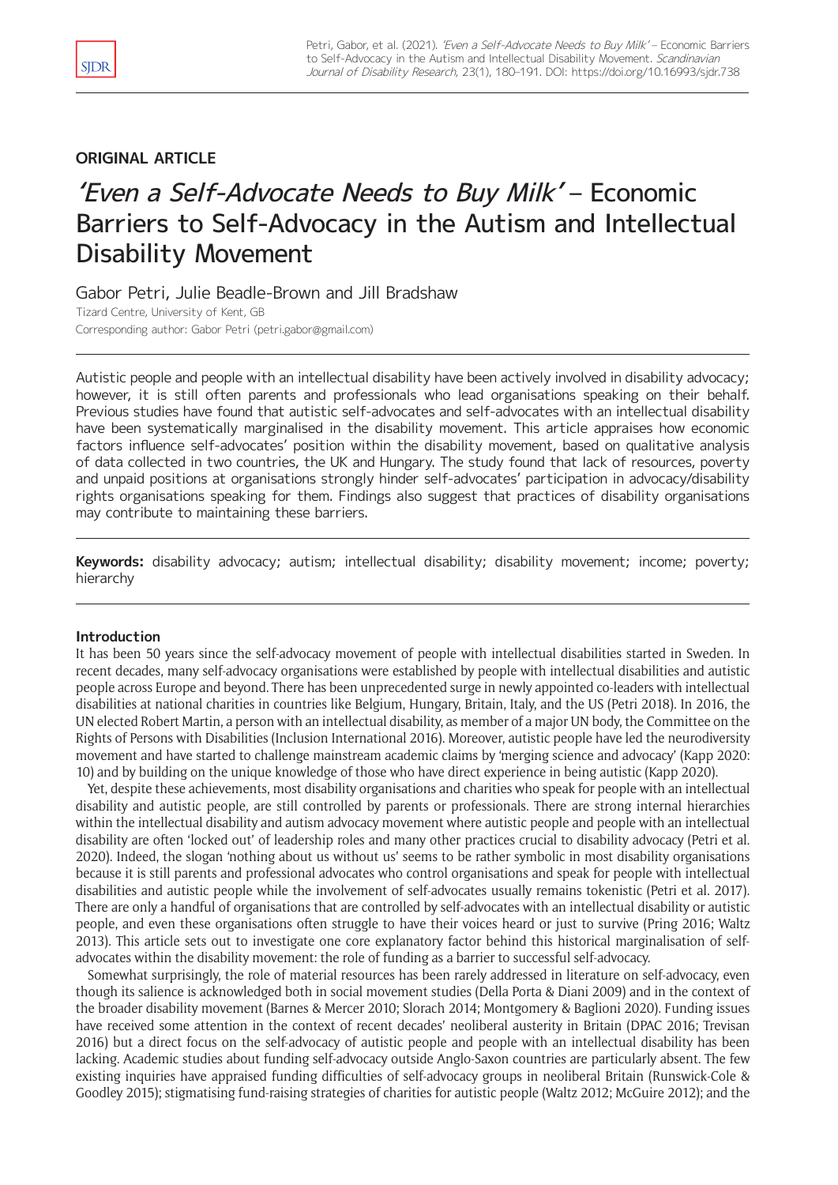ORIGINAL ARTICLE

# 'Even a Self-Advocate Needs to Buy Milk' – Economic Barriers to Self-Advocacy in the Autism and Intellectual Disability Movement

Gabor Petri, Julie Beadle-Brown and Jill Bradshaw

Tizard Centre, University of Kent, GB

Corresponding author: Gabor Petri (petri.gabor@gmail.com)

Autistic people and people with an intellectual disability have been actively involved in disability advocacy; however, it is still often parents and professionals who lead organisations speaking on their behalf. Previous studies have found that autistic self-advocates and self-advocates with an intellectual disability have been systematically marginalised in the disability movement. This article appraises how economic factors influence self-advocates' position within the disability movement, based on qualitative analysis of data collected in two countries, the UK and Hungary. The study found that lack of resources, poverty and unpaid positions at organisations strongly hinder self-advocates' participation in advocacy/disability rights organisations speaking for them. Findings also suggest that practices of disability organisations may contribute to maintaining these barriers.

**Keywords:** disability advocacy; autism; intellectual disability; disability movement; income; poverty; hierarchy

### Introduction

It has been 50 years since the self-advocacy movement of people with intellectual disabilities started in Sweden. In recent decades, many self-advocacy organisations were established by people with intellectual disabilities and autistic people across Europe and beyond. There has been unprecedented surge in newly appointed co-leaders with intellectual disabilities at national charities in countries like Belgium, Hungary, Britain, Italy, and the US (Petri 2018). In 2016, the UN elected Robert Martin, a person with an intellectual disability, as member of a major UN body, the Committee on the Rights of Persons with Disabilities (Inclusion International 2016). Moreover, autistic people have led the neurodiversity movement and have started to challenge mainstream academic claims by 'merging science and advocacy' (Kapp 2020: 10) and by building on the unique knowledge of those who have direct experience in being autistic (Kapp 2020).

Yet, despite these achievements, most disability organisations and charities who speak for people with an intellectual disability and autistic people, are still controlled by parents or professionals. There are strong internal hierarchies within the intellectual disability and autism advocacy movement where autistic people and people with an intellectual disability are often 'locked out' of leadership roles and many other practices crucial to disability advocacy (Petri et al. 2020). Indeed, the slogan 'nothing about us without us' seems to be rather symbolic in most disability organisations because it is still parents and professional advocates who control organisations and speak for people with intellectual disabilities and autistic people while the involvement of self-advocates usually remains tokenistic (Petri et al. 2017). There are only a handful of organisations that are controlled by self-advocates with an intellectual disability or autistic people, and even these organisations often struggle to have their voices heard or just to survive (Pring 2016; Waltz 2013). This article sets out to investigate one core explanatory factor behind this historical marginalisation of self-advocates within the disability movement: the role of funding as a barrier to successful self-advocacy.

Somewhat surprisingly, the role of material resources has been rarely addressed in literature on self-advocacy, even though its salience is acknowledged both in social movement studies (Della Porta & Diani 2009) and in the context of the broader disability movement (Barnes & Mercer 2010; Slorach 2014; Montgomery & Baglioni 2020). Funding issues have received some attention in the context of recent decades' neoliberal austerity in Britain (DPAC 2016; Trevisan 2016) but a direct focus on the self-advocacy of autistic people and people with an intellectual disability has been lacking. Academic studies about funding self-advocacy outside Anglo-Saxon countries are particularly absent. The few existing inquiries have appraised funding difficulties of self-advocacy groups in neoliberal Britain (Runswick-Cole & Goodley 2015); stigmatising fund-raising strategies of charities for autistic people (Waltz 2012; McGuire 2012); and the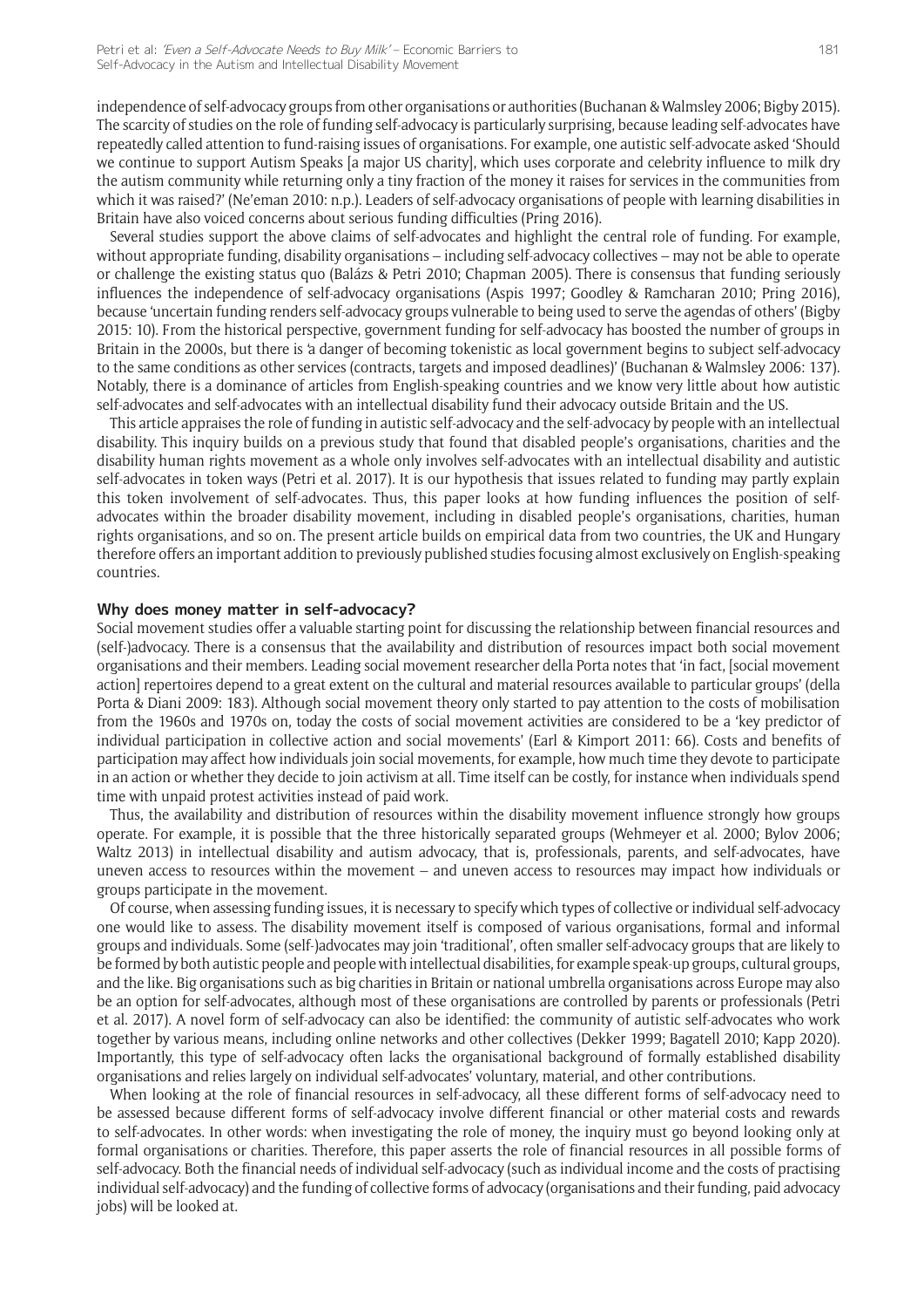independence of self-advocacy groups from other organisations or authorities (Buchanan & Walmsley 2006; Bigby 2015). The scarcity of studies on the role of funding self-advocacy is particularly surprising, because leading self-advocates have repeatedly called attention to fund-raising issues of organisations. For example, one autistic self-advocate asked 'Should we continue to support Autism Speaks [a major US charity], which uses corporate and celebrity influence to milk dry the autism community while returning only a tiny fraction of the money it raises for services in the communities from which it was raised?' (Ne'eman 2010: n.p.). Leaders of self-advocacy organisations of people with learning disabilities in Britain have also voiced concerns about serious funding difficulties (Pring 2016).

Several studies support the above claims of self-advocates and highlight the central role of funding. For example, without appropriate funding, disability organisations – including self-advocacy collectives – may not be able to operate or challenge the existing status quo (Balázs & Petri 2010; Chapman 2005). There is consensus that funding seriously influences the independence of self-advocacy organisations (Aspis 1997; Goodley & Ramcharan 2010; Pring 2016), because 'uncertain funding renders self-advocacy groups vulnerable to being used to serve the agendas of others' (Bigby 2015: 10). From the historical perspective, government funding for self-advocacy has boosted the number of groups in Britain in the 2000s, but there is 'a danger of becoming tokenistic as local government begins to subject self-advocacy to the same conditions as other services (contracts, targets and imposed deadlines)' (Buchanan & Walmsley 2006: 137). Notably, there is a dominance of articles from English-speaking countries and we know very little about how autistic self-advocates and self-advocates with an intellectual disability fund their advocacy outside Britain and the US.

This article appraises the role of funding in autistic self-advocacy and the self-advocacy by people with an intellectual disability. This inquiry builds on a previous study that found that disabled people's organisations, charities and the disability human rights movement as a whole only involves self-advocates with an intellectual disability and autistic self-advocates in token ways (Petri et al. 2017). It is our hypothesis that issues related to funding may partly explain this token involvement of self-advocates. Thus, this paper looks at how funding influences the position of self-advocates within the broader disability movement, including in disabled people's organisations, charities, human rights organisations, and so on. The present article builds on empirical data from two countries, the UK and Hungary therefore offers an important addition to previously published studies focusing almost exclusively on English-speaking countries.

## Why does money matter in self-advocacy?

Social movement studies offer a valuable starting point for discussing the relationship between financial resources and (self-)advocacy. There is a consensus that the availability and distribution of resources impact both social movement organisations and their members. Leading social movement researcher della Porta notes that 'in fact, [social movement action] repertoires depend to a great extent on the cultural and material resources available to particular groups' (della Porta & Diani 2009: 183). Although social movement theory only started to pay attention to the costs of mobilisation from the 1960s and 1970s on, today the costs of social movement activities are considered to be a 'key predictor of individual participation in collective action and social movements' (Earl & Kimport 2011: 66). Costs and benefits of participation may affect how individuals join social movements, for example, how much time they devote to participate in an action or whether they decide to join activism at all. Time itself can be costly, for instance when individuals spend time with unpaid protest activities instead of paid work.

Thus, the availability and distribution of resources within the disability movement influence strongly how groups operate. For example, it is possible that the three historically separated groups (Wehmeyer et al. 2000; Bylov 2006; Waltz 2013) in intellectual disability and autism advocacy, that is, professionals, parents, and self-advocates, have uneven access to resources within the movement – and uneven access to resources may impact how individuals or groups participate in the movement.

Of course, when assessing funding issues, it is necessary to specify which types of collective or individual self-advocacy one would like to assess. The disability movement itself is composed of various organisations, formal and informal groups and individuals. Some (self-)advocates may join 'traditional', often smaller self-advocacy groups that are likely to be formed by both autistic people and people with intellectual disabilities, for example speak-up groups, cultural groups, and the like. Big organisations such as big charities in Britain or national umbrella organisations across Europe may also be an option for self-advocates, although most of these organisations are controlled by parents or professionals (Petri et al. 2017). A novel form of self-advocacy can also be identified: the community of autistic self-advocates who work together by various means, including online networks and other collectives (Dekker 1999; Bagatell 2010; Kapp 2020). Importantly, this type of self-advocacy often lacks the organisational background of formally established disability organisations and relies largely on individual self-advocates' voluntary, material, and other contributions.

When looking at the role of financial resources in self-advocacy, all these different forms of self-advocacy need to be assessed because different forms of self-advocacy involve different financial or other material costs and rewards to self-advocates. In other words: when investigating the role of money, the inquiry must go beyond looking only at formal organisations or charities. Therefore, this paper asserts the role of financial resources in all possible forms of self-advocacy. Both the financial needs of individual self-advocacy (such as individual income and the costs of practising individual self-advocacy) and the funding of collective forms of advocacy (organisations and their funding, paid advocacy jobs) will be looked at.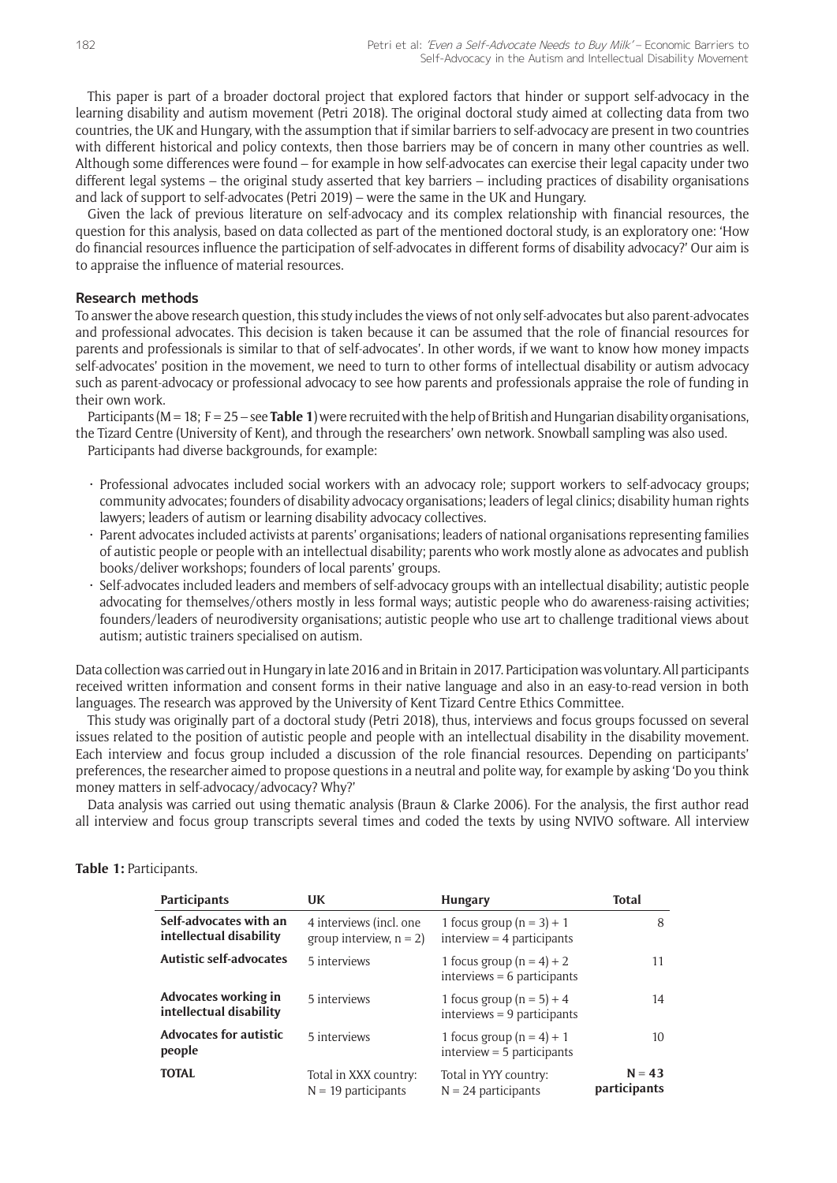This paper is part of a broader doctoral project that explored factors that hinder or support self-advocacy in the learning disability and autism movement (Petri 2018). The original doctoral study aimed at collecting data from two countries, the UK and Hungary, with the assumption that if similar barriers to self-advocacy are present in two countries with different historical and policy contexts, then those barriers may be of concern in many other countries as well. Although some differences were found – for example in how self-advocates can exercise their legal capacity under two different legal systems – the original study asserted that key barriers – including practices of disability organisations and lack of support to self-advocates (Petri 2019) – were the same in the UK and Hungary.

Given the lack of previous literature on self-advocacy and its complex relationship with financial resources, the question for this analysis, based on data collected as part of the mentioned doctoral study, is an exploratory one: 'How do financial resources influence the participation of self-advocates in different forms of disability advocacy?' Our aim is to appraise the influence of material resources.

## Research methods

To answer the above research question, this study includes the views of not only self-advocates but also parent-advocates and professional advocates. This decision is taken because it can be assumed that the role of financial resources for parents and professionals is similar to that of self-advocates'. In other words, if we want to know how money impacts self-advocates' position in the movement, we need to turn to other forms of intellectual disability or autism advocacy such as parent-advocacy or professional advocacy to see how parents and professionals appraise the role of funding in their own work.

Participants (M = 18; F = 25 – see **Table 1**) were recruited with the help of British and Hungarian disability organisations, the Tizard Centre (University of Kent), and through the researchers' own network. Snowball sampling was also used.

Participants had diverse backgrounds, for example:

- Professional advocates included social workers with an advocacy role; support workers to self-advocacy groups; community advocates; founders of disability advocacy organisations; leaders of legal clinics; disability human rights lawyers; leaders of autism or learning disability advocacy collectives.
- Parent advocates included activists at parents' organisations; leaders of national organisations representing families of autistic people or people with an intellectual disability; parents who work mostly alone as advocates and publish books/deliver workshops; founders of local parents' groups.
- Self-advocates included leaders and members of self-advocacy groups with an intellectual disability; autistic people advocating for themselves/others mostly in less formal ways; autistic people who do awareness-raising activities; founders/leaders of neurodiversity organisations; autistic people who use art to challenge traditional views about autism; autistic trainers specialised on autism.

Data collection was carried out in Hungary in late 2016 and in Britain in 2017. Participation was voluntary. All participants received written information and consent forms in their native language and also in an easy-to-read version in both languages. The research was approved by the University of Kent Tizard Centre Ethics Committee.

This study was originally part of a doctoral study (Petri 2018), thus, interviews and focus groups focussed on several issues related to the position of autistic people and people with an intellectual disability in the disability movement. Each interview and focus group included a discussion of the role financial resources. Depending on participants' preferences, the researcher aimed to propose questions in a neutral and polite way, for example by asking 'Do you think money matters in self-advocacy/advocacy? Why?'

Data analysis was carried out using thematic analysis (Braun & Clarke 2006). For the analysis, the first author read all interview and focus group transcripts several times and coded the texts by using NVIVO software. All interview

**Table 1:** Participants.

| Participants | UK | Hungary | Total |
|---|---|---|---|
| **Self-advocates with an intellectual disability** | 4 interviews (incl. one group interview, n = 2) | 1 focus group (n = 3) + 1 interview = 4 participants | 8 |
| **Autistic self-advocates** | 5 interviews | 1 focus group (n = 4) + 2 interviews = 6 participants | 11 |
| **Advocates working in intellectual disability** | 5 interviews | 1 focus group (n = 5) + 4 interviews = 9 participants | 14 |
| **Advocates for autistic people** | 5 interviews | 1 focus group (n = 4) + 1 interview = 5 participants | 10 |
| **TOTAL** | Total in XXX country: N = 19 participants | Total in YYY country: N = 24 participants | **N = 43 participants** |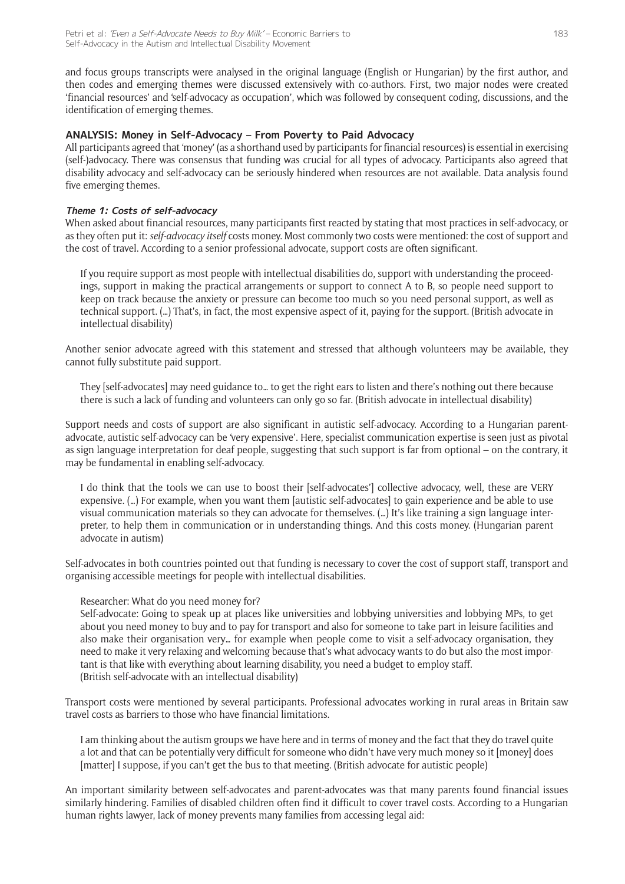and focus groups transcripts were analysed in the original language (English or Hungarian) by the first author, and then codes and emerging themes were discussed extensively with co-authors. First, two major nodes were created 'financial resources' and 'self-advocacy as occupation', which was followed by consequent coding, discussions, and the identification of emerging themes.

## ANALYSIS: Money in Self-Advocacy – From Poverty to Paid Advocacy

All participants agreed that 'money' (as a shorthand used by participants for financial resources) is essential in exercising (self-)advocacy. There was consensus that funding was crucial for all types of advocacy. Participants also agreed that disability advocacy and self-advocacy can be seriously hindered when resources are not available. Data analysis found five emerging themes.

### *Theme 1: Costs of self-advocacy*

When asked about financial resources, many participants first reacted by stating that most practices in self-advocacy, or as they often put it: *self-advocacy itself* costs money. Most commonly two costs were mentioned: the cost of support and the cost of travel. According to a senior professional advocate, support costs are often significant.

> If you require support as most people with intellectual disabilities do, support with understanding the proceedings, support in making the practical arrangements or support to connect A to B, so people need support to keep on track because the anxiety or pressure can become too much so you need personal support, as well as technical support. (…) That's, in fact, the most expensive aspect of it, paying for the support. (British advocate in intellectual disability)

Another senior advocate agreed with this statement and stressed that although volunteers may be available, they cannot fully substitute paid support.

> They [self-advocates] may need guidance to… to get the right ears to listen and there's nothing out there because there is such a lack of funding and volunteers can only go so far. (British advocate in intellectual disability)

Support needs and costs of support are also significant in autistic self-advocacy. According to a Hungarian parent-advocate, autistic self-advocacy can be 'very expensive'. Here, specialist communication expertise is seen just as pivotal as sign language interpretation for deaf people, suggesting that such support is far from optional – on the contrary, it may be fundamental in enabling self-advocacy.

> I do think that the tools we can use to boost their [self-advocates'] collective advocacy, well, these are VERY expensive. (…) For example, when you want them [autistic self-advocates] to gain experience and be able to use visual communication materials so they can advocate for themselves. (…) It's like training a sign language interpreter, to help them in communication or in understanding things. And this costs money. (Hungarian parent advocate in autism)

Self-advocates in both countries pointed out that funding is necessary to cover the cost of support staff, transport and organising accessible meetings for people with intellectual disabilities.

> Researcher: What do you need money for?
>
> Self-advocate: Going to speak up at places like universities and lobbying universities and lobbying MPs, to get about you need money to buy and to pay for transport and also for someone to take part in leisure facilities and also make their organisation very… for example when people come to visit a self-advocacy organisation, they need to make it very relaxing and welcoming because that's what advocacy wants to do but also the most important is that like with everything about learning disability, you need a budget to employ staff.
> (British self-advocate with an intellectual disability)

Transport costs were mentioned by several participants. Professional advocates working in rural areas in Britain saw travel costs as barriers to those who have financial limitations.

> I am thinking about the autism groups we have here and in terms of money and the fact that they do travel quite a lot and that can be potentially very difficult for someone who didn't have very much money so it [money] does [matter] I suppose, if you can't get the bus to that meeting. (British advocate for autistic people)

An important similarity between self-advocates and parent-advocates was that many parents found financial issues similarly hindering. Families of disabled children often find it difficult to cover travel costs. According to a Hungarian human rights lawyer, lack of money prevents many families from accessing legal aid: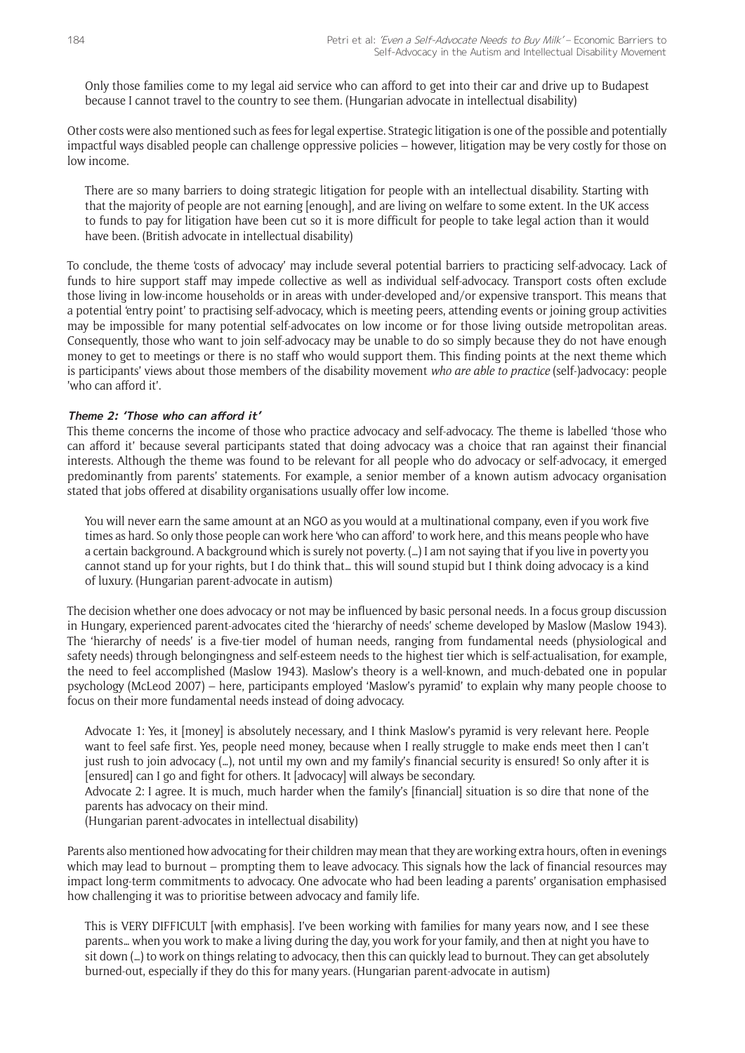> Only those families come to my legal aid service who can afford to get into their car and drive up to Budapest because I cannot travel to the country to see them. (Hungarian advocate in intellectual disability)

Other costs were also mentioned such as fees for legal expertise. Strategic litigation is one of the possible and potentially impactful ways disabled people can challenge oppressive policies – however, litigation may be very costly for those on low income.

> There are so many barriers to doing strategic litigation for people with an intellectual disability. Starting with that the majority of people are not earning [enough], and are living on welfare to some extent. In the UK access to funds to pay for litigation have been cut so it is more difficult for people to take legal action than it would have been. (British advocate in intellectual disability)

To conclude, the theme 'costs of advocacy' may include several potential barriers to practicing self-advocacy. Lack of funds to hire support staff may impede collective as well as individual self-advocacy. Transport costs often exclude those living in low-income households or in areas with under-developed and/or expensive transport. This means that a potential 'entry point' to practising self-advocacy, which is meeting peers, attending events or joining group activities may be impossible for many potential self-advocates on low income or for those living outside metropolitan areas. Consequently, those who want to join self-advocacy may be unable to do so simply because they do not have enough money to get to meetings or there is no staff who would support them. This finding points at the next theme which is participants' views about those members of the disability movement *who are able to practice* (self-)advocacy: people 'who can afford it'.

### Theme 2: 'Those who can afford it'

This theme concerns the income of those who practice advocacy and self-advocacy. The theme is labelled 'those who can afford it' because several participants stated that doing advocacy was a choice that ran against their financial interests. Although the theme was found to be relevant for all people who do advocacy or self-advocacy, it emerged predominantly from parents' statements. For example, a senior member of a known autism advocacy organisation stated that jobs offered at disability organisations usually offer low income.

> You will never earn the same amount at an NGO as you would at a multinational company, even if you work five times as hard. So only those people can work here 'who can afford' to work here, and this means people who have a certain background. A background which is surely not poverty. (…) I am not saying that if you live in poverty you cannot stand up for your rights, but I do think that… this will sound stupid but I think doing advocacy is a kind of luxury. (Hungarian parent-advocate in autism)

The decision whether one does advocacy or not may be influenced by basic personal needs. In a focus group discussion in Hungary, experienced parent-advocates cited the 'hierarchy of needs' scheme developed by Maslow (Maslow 1943). The 'hierarchy of needs' is a five-tier model of human needs, ranging from fundamental needs (physiological and safety needs) through belongingness and self-esteem needs to the highest tier which is self-actualisation, for example, the need to feel accomplished (Maslow 1943). Maslow's theory is a well-known, and much-debated one in popular psychology (McLeod 2007) – here, participants employed 'Maslow's pyramid' to explain why many people choose to focus on their more fundamental needs instead of doing advocacy.

> Advocate 1: Yes, it [money] is absolutely necessary, and I think Maslow's pyramid is very relevant here. People want to feel safe first. Yes, people need money, because when I really struggle to make ends meet then I can't just rush to join advocacy (…), not until my own and my family's financial security is ensured! So only after it is [ensured] can I go and fight for others. It [advocacy] will always be secondary.
>
> Advocate 2: I agree. It is much, much harder when the family's [financial] situation is so dire that none of the parents has advocacy on their mind.
>
> (Hungarian parent-advocates in intellectual disability)

Parents also mentioned how advocating for their children may mean that they are working extra hours, often in evenings which may lead to burnout – prompting them to leave advocacy. This signals how the lack of financial resources may impact long-term commitments to advocacy. One advocate who had been leading a parents' organisation emphasised how challenging it was to prioritise between advocacy and family life.

> This is VERY DIFFICULT [with emphasis]. I've been working with families for many years now, and I see these parents… when you work to make a living during the day, you work for your family, and then at night you have to sit down (…) to work on things relating to advocacy, then this can quickly lead to burnout. They can get absolutely burned-out, especially if they do this for many years. (Hungarian parent-advocate in autism)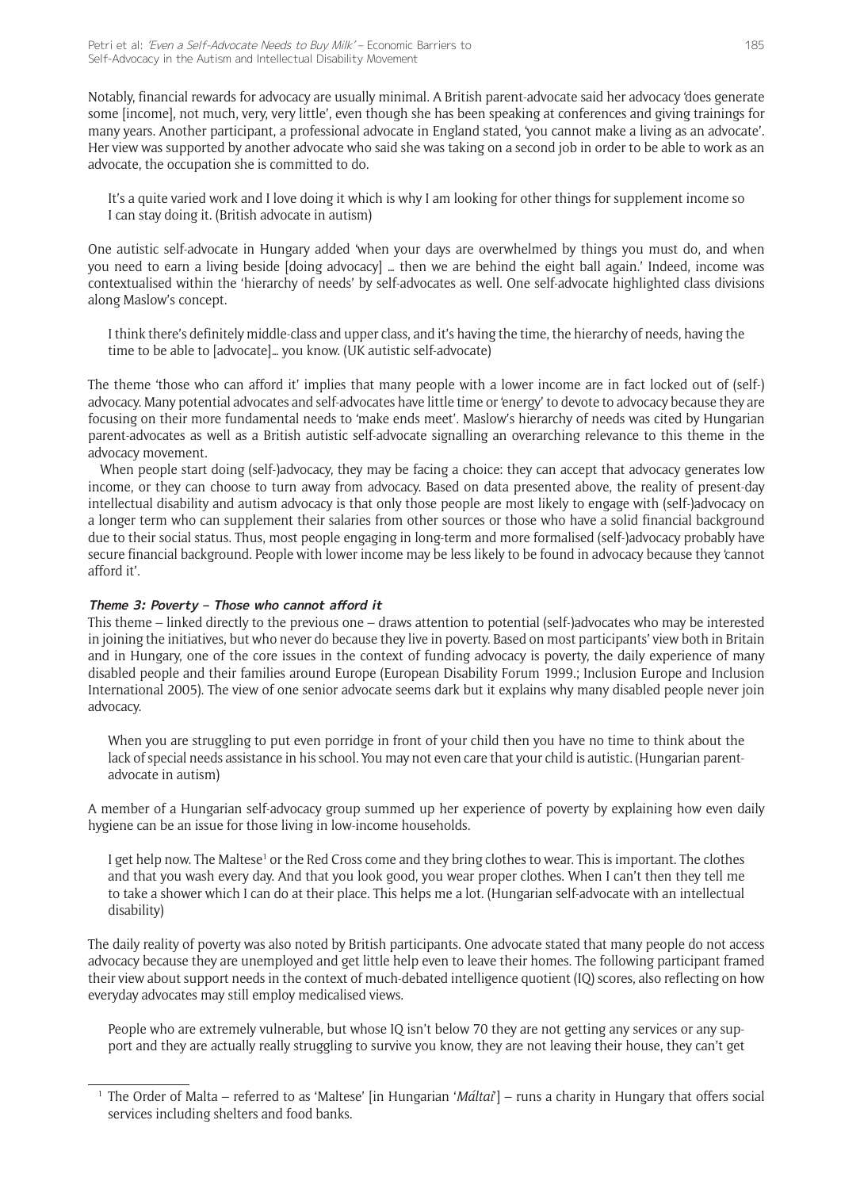Notably, financial rewards for advocacy are usually minimal. A British parent-advocate said her advocacy 'does generate some [income], not much, very, very little', even though she has been speaking at conferences and giving trainings for many years. Another participant, a professional advocate in England stated, 'you cannot make a living as an advocate'. Her view was supported by another advocate who said she was taking on a second job in order to be able to work as an advocate, the occupation she is committed to do.

> It's a quite varied work and I love doing it which is why I am looking for other things for supplement income so I can stay doing it. (British advocate in autism)

One autistic self-advocate in Hungary added 'when your days are overwhelmed by things you must do, and when you need to earn a living beside [doing advocacy] … then we are behind the eight ball again.' Indeed, income was contextualised within the 'hierarchy of needs' by self-advocates as well. One self-advocate highlighted class divisions along Maslow's concept.

> I think there's definitely middle-class and upper class, and it's having the time, the hierarchy of needs, having the time to be able to [advocate]… you know. (UK autistic self-advocate)

The theme 'those who can afford it' implies that many people with a lower income are in fact locked out of (self-) advocacy. Many potential advocates and self-advocates have little time or 'energy' to devote to advocacy because they are focusing on their more fundamental needs to 'make ends meet'. Maslow's hierarchy of needs was cited by Hungarian parent-advocates as well as a British autistic self-advocate signalling an overarching relevance to this theme in the advocacy movement.

When people start doing (self-)advocacy, they may be facing a choice: they can accept that advocacy generates low income, or they can choose to turn away from advocacy. Based on data presented above, the reality of present-day intellectual disability and autism advocacy is that only those people are most likely to engage with (self-)advocacy on a longer term who can supplement their salaries from other sources or those who have a solid financial background due to their social status. Thus, most people engaging in long-term and more formalised (self-)advocacy probably have secure financial background. People with lower income may be less likely to be found in advocacy because they 'cannot afford it'.

#### *Theme 3: Poverty – Those who cannot afford it*

This theme – linked directly to the previous one – draws attention to potential (self-)advocates who may be interested in joining the initiatives, but who never do because they live in poverty. Based on most participants' view both in Britain and in Hungary, one of the core issues in the context of funding advocacy is poverty, the daily experience of many disabled people and their families around Europe (European Disability Forum 1999.; Inclusion Europe and Inclusion International 2005). The view of one senior advocate seems dark but it explains why many disabled people never join advocacy.

> When you are struggling to put even porridge in front of your child then you have no time to think about the lack of special needs assistance in his school. You may not even care that your child is autistic. (Hungarian parent-advocate in autism)

A member of a Hungarian self-advocacy group summed up her experience of poverty by explaining how even daily hygiene can be an issue for those living in low-income households.

> I get help now. The Maltese[1] or the Red Cross come and they bring clothes to wear. This is important. The clothes and that you wash every day. And that you look good, you wear proper clothes. When I can't then they tell me to take a shower which I can do at their place. This helps me a lot. (Hungarian self-advocate with an intellectual disability)

The daily reality of poverty was also noted by British participants. One advocate stated that many people do not access advocacy because they are unemployed and get little help even to leave their homes. The following participant framed their view about support needs in the context of much-debated intelligence quotient (IQ) scores, also reflecting on how everyday advocates may still employ medicalised views.

> People who are extremely vulnerable, but whose IQ isn't below 70 they are not getting any services or any support and they are actually really struggling to survive you know, they are not leaving their house, they can't get

---

[1] The Order of Malta – referred to as 'Maltese' [in Hungarian '*Máltai*'] – runs a charity in Hungary that offers social services including shelters and food banks.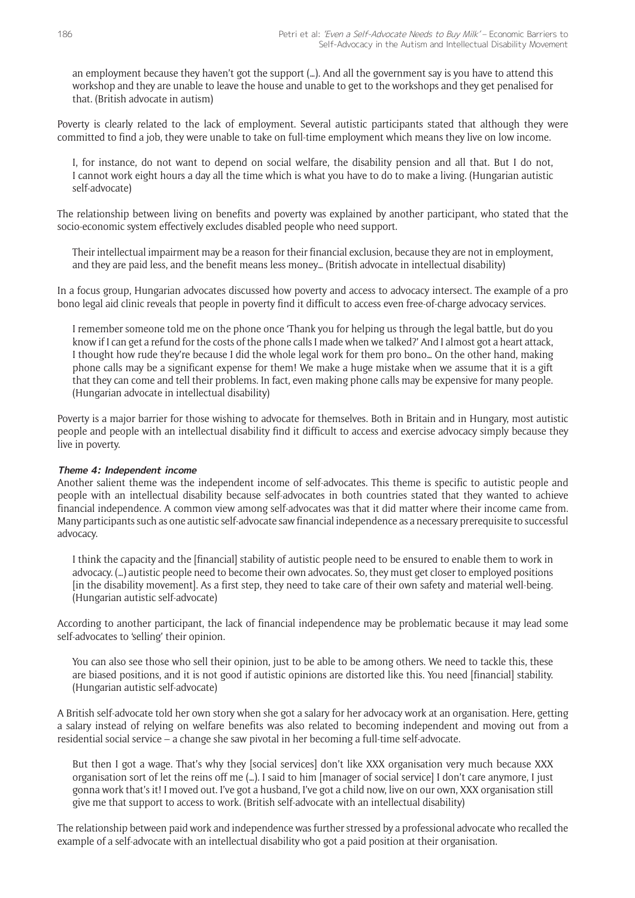an employment because they haven't got the support (…). And all the government say is you have to attend this workshop and they are unable to leave the house and unable to get to the workshops and they get penalised for that. (British advocate in autism)

Poverty is clearly related to the lack of employment. Several autistic participants stated that although they were committed to find a job, they were unable to take on full-time employment which means they live on low income.

> I, for instance, do not want to depend on social welfare, the disability pension and all that. But I do not, I cannot work eight hours a day all the time which is what you have to do to make a living. (Hungarian autistic self-advocate)

The relationship between living on benefits and poverty was explained by another participant, who stated that the socio-economic system effectively excludes disabled people who need support.

> Their intellectual impairment may be a reason for their financial exclusion, because they are not in employment, and they are paid less, and the benefit means less money… (British advocate in intellectual disability)

In a focus group, Hungarian advocates discussed how poverty and access to advocacy intersect. The example of a pro bono legal aid clinic reveals that people in poverty find it difficult to access even free-of-charge advocacy services.

> I remember someone told me on the phone once 'Thank you for helping us through the legal battle, but do you know if I can get a refund for the costs of the phone calls I made when we talked?' And I almost got a heart attack, I thought how rude they're because I did the whole legal work for them pro bono… On the other hand, making phone calls may be a significant expense for them! We make a huge mistake when we assume that it is a gift that they can come and tell their problems. In fact, even making phone calls may be expensive for many people. (Hungarian advocate in intellectual disability)

Poverty is a major barrier for those wishing to advocate for themselves. Both in Britain and in Hungary, most autistic people and people with an intellectual disability find it difficult to access and exercise advocacy simply because they live in poverty.

#### *Theme 4: Independent income*

Another salient theme was the independent income of self-advocates. This theme is specific to autistic people and people with an intellectual disability because self-advocates in both countries stated that they wanted to achieve financial independence. A common view among self-advocates was that it did matter where their income came from. Many participants such as one autistic self-advocate saw financial independence as a necessary prerequisite to successful advocacy.

> I think the capacity and the [financial] stability of autistic people need to be ensured to enable them to work in advocacy. (…) autistic people need to become their own advocates. So, they must get closer to employed positions [in the disability movement]. As a first step, they need to take care of their own safety and material well-being. (Hungarian autistic self-advocate)

According to another participant, the lack of financial independence may be problematic because it may lead some self-advocates to 'selling' their opinion.

> You can also see those who sell their opinion, just to be able to be among others. We need to tackle this, these are biased positions, and it is not good if autistic opinions are distorted like this. You need [financial] stability. (Hungarian autistic self-advocate)

A British self-advocate told her own story when she got a salary for her advocacy work at an organisation. Here, getting a salary instead of relying on welfare benefits was also related to becoming independent and moving out from a residential social service – a change she saw pivotal in her becoming a full-time self-advocate.

> But then I got a wage. That's why they [social services] don't like XXX organisation very much because XXX organisation sort of let the reins off me (…). I said to him [manager of social service] I don't care anymore, I just gonna work that's it! I moved out. I've got a husband, I've got a child now, live on our own, XXX organisation still give me that support to access to work. (British self-advocate with an intellectual disability)

The relationship between paid work and independence was further stressed by a professional advocate who recalled the example of a self-advocate with an intellectual disability who got a paid position at their organisation.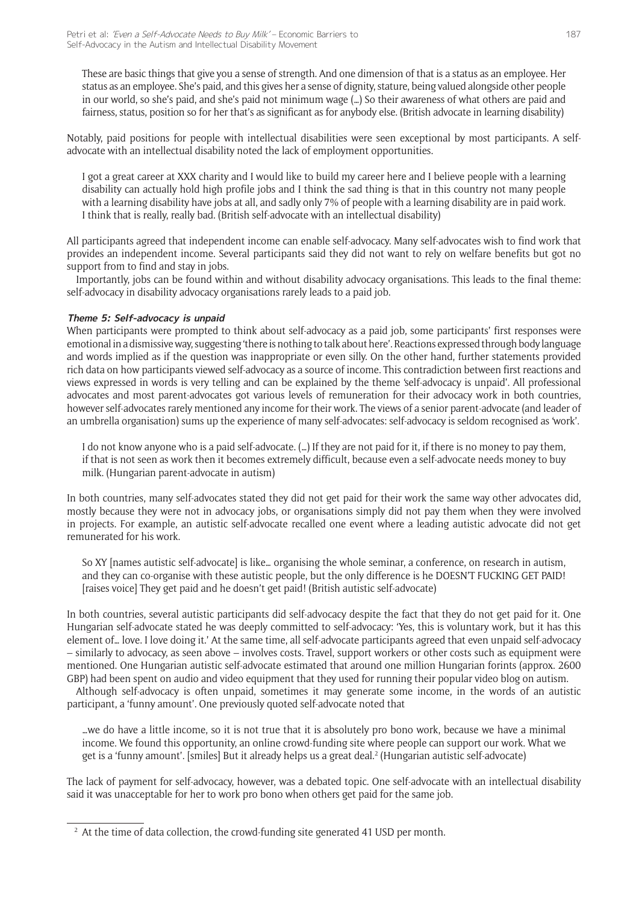These are basic things that give you a sense of strength. And one dimension of that is a status as an employee. Her status as an employee. She's paid, and this gives her a sense of dignity, stature, being valued alongside other people in our world, so she's paid, and she's paid not minimum wage (…) So their awareness of what others are paid and fairness, status, position so for her that's as significant as for anybody else. (British advocate in learning disability)

Notably, paid positions for people with intellectual disabilities were seen exceptional by most participants. A self-advocate with an intellectual disability noted the lack of employment opportunities.

I got a great career at XXX charity and I would like to build my career here and I believe people with a learning disability can actually hold high profile jobs and I think the sad thing is that in this country not many people with a learning disability have jobs at all, and sadly only 7% of people with a learning disability are in paid work. I think that is really, really bad. (British self-advocate with an intellectual disability)

All participants agreed that independent income can enable self-advocacy. Many self-advocates wish to find work that provides an independent income. Several participants said they did not want to rely on welfare benefits but got no support from to find and stay in jobs.

Importantly, jobs can be found within and without disability advocacy organisations. This leads to the final theme: self-advocacy in disability advocacy organisations rarely leads to a paid job.

#### *Theme 5: Self-advocacy is unpaid*

When participants were prompted to think about self-advocacy as a paid job, some participants' first responses were emotional in a dismissive way, suggesting 'there is nothing to talk about here'. Reactions expressed through body language and words implied as if the question was inappropriate or even silly. On the other hand, further statements provided rich data on how participants viewed self-advocacy as a source of income. This contradiction between first reactions and views expressed in words is very telling and can be explained by the theme 'self-advocacy is unpaid'. All professional advocates and most parent-advocates got various levels of remuneration for their advocacy work in both countries, however self-advocates rarely mentioned any income for their work. The views of a senior parent-advocate (and leader of an umbrella organisation) sums up the experience of many self-advocates: self-advocacy is seldom recognised as 'work'.

I do not know anyone who is a paid self-advocate. (…) If they are not paid for it, if there is no money to pay them, if that is not seen as work then it becomes extremely difficult, because even a self-advocate needs money to buy milk. (Hungarian parent-advocate in autism)

In both countries, many self-advocates stated they did not get paid for their work the same way other advocates did, mostly because they were not in advocacy jobs, or organisations simply did not pay them when they were involved in projects. For example, an autistic self-advocate recalled one event where a leading autistic advocate did not get remunerated for his work.

So XY [names autistic self-advocate] is like… organising the whole seminar, a conference, on research in autism, and they can co-organise with these autistic people, but the only difference is he DOESN'T FUCKING GET PAID! [raises voice] They get paid and he doesn't get paid! (British autistic self-advocate)

In both countries, several autistic participants did self-advocacy despite the fact that they do not get paid for it. One Hungarian self-advocate stated he was deeply committed to self-advocacy: 'Yes, this is voluntary work, but it has this element of… love. I love doing it.' At the same time, all self-advocate participants agreed that even unpaid self-advocacy – similarly to advocacy, as seen above – involves costs. Travel, support workers or other costs such as equipment were mentioned. One Hungarian autistic self-advocate estimated that around one million Hungarian forints (approx. 2600 GBP) had been spent on audio and video equipment that they used for running their popular video blog on autism.

Although self-advocacy is often unpaid, sometimes it may generate some income, in the words of an autistic participant, a 'funny amount'. One previously quoted self-advocate noted that

…we do have a little income, so it is not true that it is absolutely pro bono work, because we have a minimal income. We found this opportunity, an online crowd-funding site where people can support our work. What we get is a 'funny amount'. [smiles] But it already helps us a great deal.[2] (Hungarian autistic self-advocate)

The lack of payment for self-advocacy, however, was a debated topic. One self-advocate with an intellectual disability said it was unacceptable for her to work pro bono when others get paid for the same job.

---

[2] At the time of data collection, the crowd-funding site generated 41 USD per month.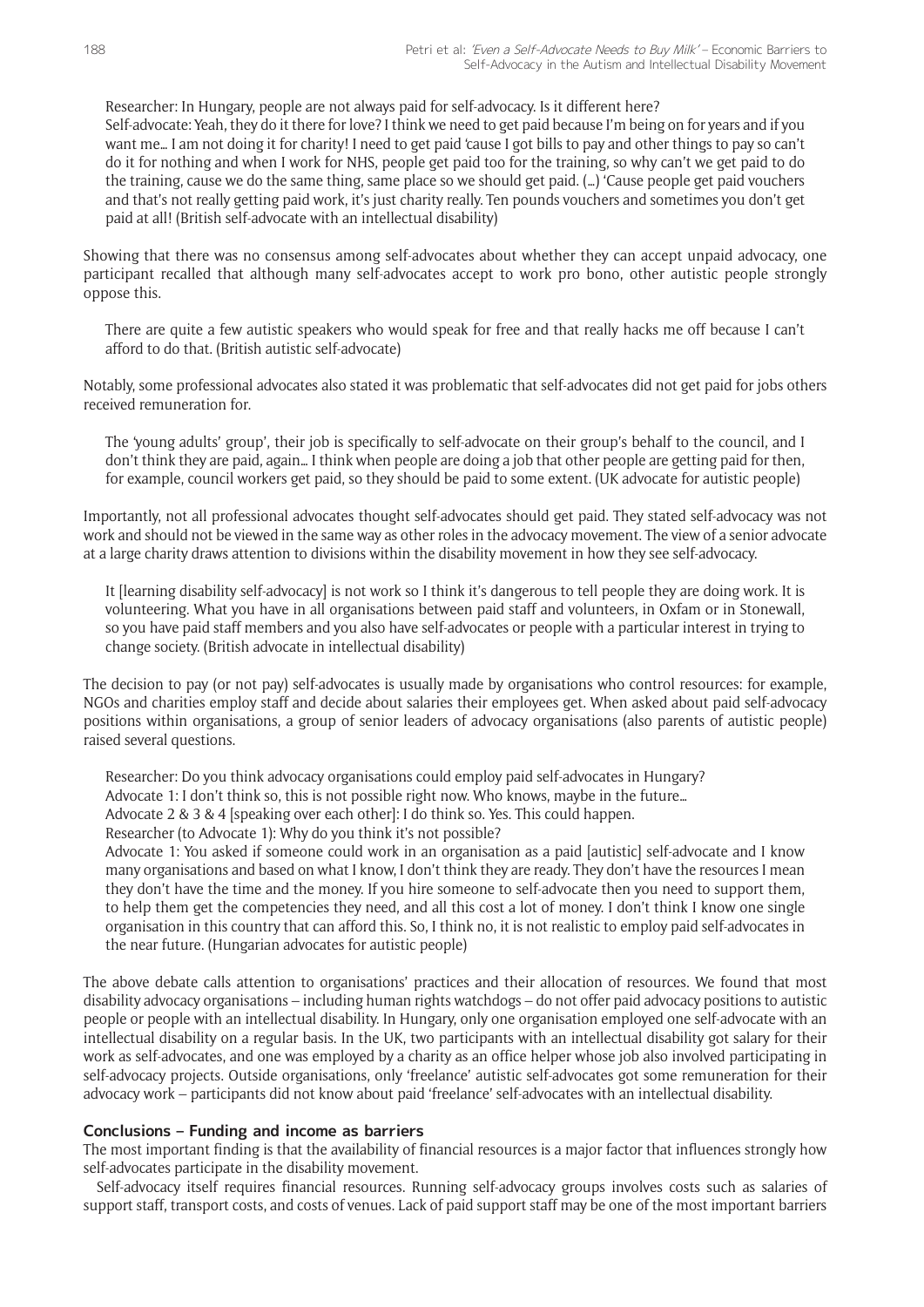Researcher: In Hungary, people are not always paid for self-advocacy. Is it different here?
Self-advocate: Yeah, they do it there for love? I think we need to get paid because I'm being on for years and if you want me… I am not doing it for charity! I need to get paid 'cause I got bills to pay and other things to pay so can't do it for nothing and when I work for NHS, people get paid too for the training, so why can't we get paid to do the training, cause we do the same thing, same place so we should get paid. (…) 'Cause people get paid vouchers and that's not really getting paid work, it's just charity really. Ten pounds vouchers and sometimes you don't get paid at all! (British self-advocate with an intellectual disability)

Showing that there was no consensus among self-advocates about whether they can accept unpaid advocacy, one participant recalled that although many self-advocates accept to work pro bono, other autistic people strongly oppose this.

> There are quite a few autistic speakers who would speak for free and that really hacks me off because I can't afford to do that. (British autistic self-advocate)

Notably, some professional advocates also stated it was problematic that self-advocates did not get paid for jobs others received remuneration for.

> The 'young adults' group', their job is specifically to self-advocate on their group's behalf to the council, and I don't think they are paid, again… I think when people are doing a job that other people are getting paid for then, for example, council workers get paid, so they should be paid to some extent. (UK advocate for autistic people)

Importantly, not all professional advocates thought self-advocates should get paid. They stated self-advocacy was not work and should not be viewed in the same way as other roles in the advocacy movement. The view of a senior advocate at a large charity draws attention to divisions within the disability movement in how they see self-advocacy.

> It [learning disability self-advocacy] is not work so I think it's dangerous to tell people they are doing work. It is volunteering. What you have in all organisations between paid staff and volunteers, in Oxfam or in Stonewall, so you have paid staff members and you also have self-advocates or people with a particular interest in trying to change society. (British advocate in intellectual disability)

The decision to pay (or not pay) self-advocates is usually made by organisations who control resources: for example, NGOs and charities employ staff and decide about salaries their employees get. When asked about paid self-advocacy positions within organisations, a group of senior leaders of advocacy organisations (also parents of autistic people) raised several questions.

Researcher: Do you think advocacy organisations could employ paid self-advocates in Hungary?
Advocate 1: I don't think so, this is not possible right now. Who knows, maybe in the future…
Advocate 2 & 3 & 4 [speaking over each other]: I do think so. Yes. This could happen.
Researcher (to Advocate 1): Why do you think it's not possible?
Advocate 1: You asked if someone could work in an organisation as a paid [autistic] self-advocate and I know many organisations and based on what I know, I don't think they are ready. They don't have the resources I mean they don't have the time and the money. If you hire someone to self-advocate then you need to support them, to help them get the competencies they need, and all this cost a lot of money. I don't think I know one single organisation in this country that can afford this. So, I think no, it is not realistic to employ paid self-advocates in the near future. (Hungarian advocates for autistic people)

The above debate calls attention to organisations' practices and their allocation of resources. We found that most disability advocacy organisations – including human rights watchdogs – do not offer paid advocacy positions to autistic people or people with an intellectual disability. In Hungary, only one organisation employed one self-advocate with an intellectual disability on a regular basis. In the UK, two participants with an intellectual disability got salary for their work as self-advocates, and one was employed by a charity as an office helper whose job also involved participating in self-advocacy projects. Outside organisations, only 'freelance' autistic self-advocates got some remuneration for their advocacy work – participants did not know about paid 'freelance' self-advocates with an intellectual disability.

### Conclusions – Funding and income as barriers

The most important finding is that the availability of financial resources is a major factor that influences strongly how self-advocates participate in the disability movement.

Self-advocacy itself requires financial resources. Running self-advocacy groups involves costs such as salaries of support staff, transport costs, and costs of venues. Lack of paid support staff may be one of the most important barriers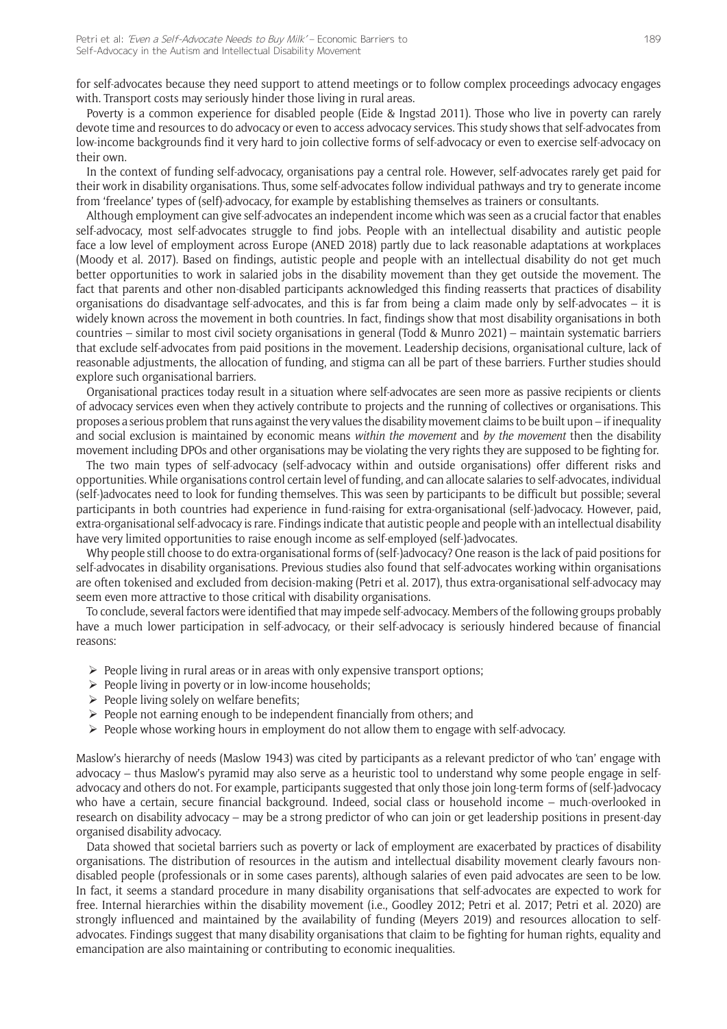for self-advocates because they need support to attend meetings or to follow complex proceedings advocacy engages with. Transport costs may seriously hinder those living in rural areas.

Poverty is a common experience for disabled people (Eide & Ingstad 2011). Those who live in poverty can rarely devote time and resources to do advocacy or even to access advocacy services. This study shows that self-advocates from low-income backgrounds find it very hard to join collective forms of self-advocacy or even to exercise self-advocacy on their own.

In the context of funding self-advocacy, organisations pay a central role. However, self-advocates rarely get paid for their work in disability organisations. Thus, some self-advocates follow individual pathways and try to generate income from 'freelance' types of (self)-advocacy, for example by establishing themselves as trainers or consultants.

Although employment can give self-advocates an independent income which was seen as a crucial factor that enables self-advocacy, most self-advocates struggle to find jobs. People with an intellectual disability and autistic people face a low level of employment across Europe (ANED 2018) partly due to lack reasonable adaptations at workplaces (Moody et al. 2017). Based on findings, autistic people and people with an intellectual disability do not get much better opportunities to work in salaried jobs in the disability movement than they get outside the movement. The fact that parents and other non-disabled participants acknowledged this finding reasserts that practices of disability organisations do disadvantage self-advocates, and this is far from being a claim made only by self-advocates – it is widely known across the movement in both countries. In fact, findings show that most disability organisations in both countries – similar to most civil society organisations in general (Todd & Munro 2021) – maintain systematic barriers that exclude self-advocates from paid positions in the movement. Leadership decisions, organisational culture, lack of reasonable adjustments, the allocation of funding, and stigma can all be part of these barriers. Further studies should explore such organisational barriers.

Organisational practices today result in a situation where self-advocates are seen more as passive recipients or clients of advocacy services even when they actively contribute to projects and the running of collectives or organisations. This proposes a serious problem that runs against the very values the disability movement claims to be built upon – if inequality and social exclusion is maintained by economic means *within the movement* and *by the movement* then the disability movement including DPOs and other organisations may be violating the very rights they are supposed to be fighting for.

The two main types of self-advocacy (self-advocacy within and outside organisations) offer different risks and opportunities. While organisations control certain level of funding, and can allocate salaries to self-advocates, individual (self-)advocates need to look for funding themselves. This was seen by participants to be difficult but possible; several participants in both countries had experience in fund-raising for extra-organisational (self-)advocacy. However, paid, extra-organisational self-advocacy is rare. Findings indicate that autistic people and people with an intellectual disability have very limited opportunities to raise enough income as self-employed (self-)advocates.

Why people still choose to do extra-organisational forms of (self-)advocacy? One reason is the lack of paid positions for self-advocates in disability organisations. Previous studies also found that self-advocates working within organisations are often tokenised and excluded from decision-making (Petri et al. 2017), thus extra-organisational self-advocacy may seem even more attractive to those critical with disability organisations.

To conclude, several factors were identified that may impede self-advocacy. Members of the following groups probably have a much lower participation in self-advocacy, or their self-advocacy is seriously hindered because of financial reasons:

- People living in rural areas or in areas with only expensive transport options;
- People living in poverty or in low-income households;
- People living solely on welfare benefits;
- People not earning enough to be independent financially from others; and
- People whose working hours in employment do not allow them to engage with self-advocacy.

Maslow's hierarchy of needs (Maslow 1943) was cited by participants as a relevant predictor of who 'can' engage with advocacy – thus Maslow's pyramid may also serve as a heuristic tool to understand why some people engage in self-advocacy and others do not. For example, participants suggested that only those join long-term forms of (self-)advocacy who have a certain, secure financial background. Indeed, social class or household income – much-overlooked in research on disability advocacy – may be a strong predictor of who can join or get leadership positions in present-day organised disability advocacy.

Data showed that societal barriers such as poverty or lack of employment are exacerbated by practices of disability organisations. The distribution of resources in the autism and intellectual disability movement clearly favours non-disabled people (professionals or in some cases parents), although salaries of even paid advocates are seen to be low. In fact, it seems a standard procedure in many disability organisations that self-advocates are expected to work for free. Internal hierarchies within the disability movement (i.e., Goodley 2012; Petri et al. 2017; Petri et al. 2020) are strongly influenced and maintained by the availability of funding (Meyers 2019) and resources allocation to self-advocates. Findings suggest that many disability organisations that claim to be fighting for human rights, equality and emancipation are also maintaining or contributing to economic inequalities.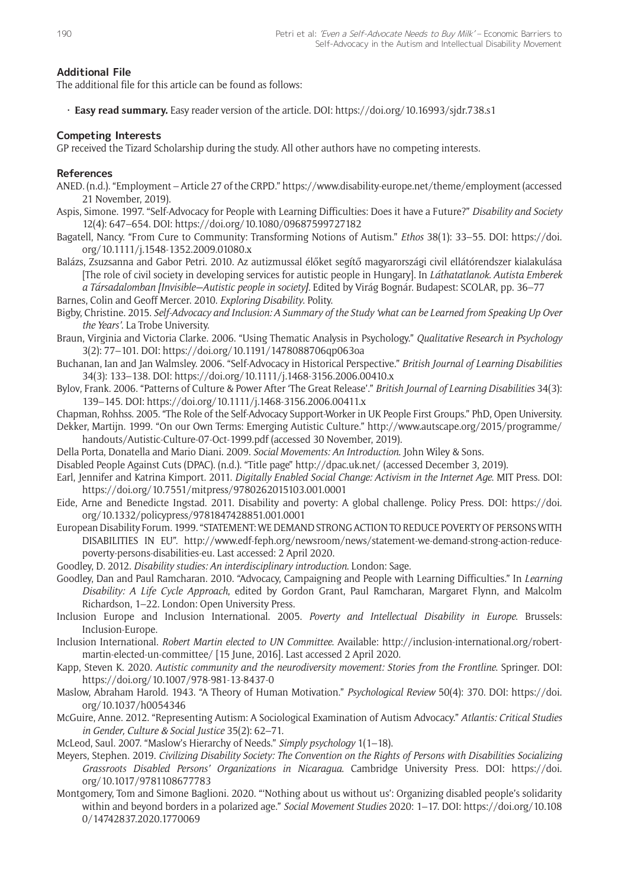### Additional File

The additional file for this article can be found as follows:

- **Easy read summary.** Easy reader version of the article. DOI: https://doi.org/10.16993/sjdr.738.s1

### Competing Interests

GP received the Tizard Scholarship during the study. All other authors have no competing interests.

### References

ANED. (n.d.). "Employment – Article 27 of the CRPD." https://www.disability-europe.net/theme/employment (accessed 21 November, 2019).

Aspis, Simone. 1997. "Self-Advocacy for People with Learning Difficulties: Does it have a Future?" *Disability and Society* 12(4): 647–654. DOI: https://doi.org/10.1080/09687599727182

Bagatell, Nancy. "From Cure to Community: Transforming Notions of Autism." *Ethos* 38(1): 33–55. DOI: https://doi.org/10.1111/j.1548-1352.2009.01080.x

Balázs, Zsuzsanna and Gabor Petri. 2010. Az autizmussal élőket segítő magyarországi civil ellátórendszer kialakulása [The role of civil society in developing services for autistic people in Hungary]. In *Láthatatlanok. Autista Emberek a Társadalomban [Invisible—Autistic people in society]*. Edited by Virág Bognár. Budapest: SCOLAR, pp. 36–77

Barnes, Colin and Geoff Mercer. 2010. *Exploring Disability*. Polity.

Bigby, Christine. 2015. *Self-Advocacy and Inclusion: A Summary of the Study 'what can be Learned from Speaking Up Over the Years'*. La Trobe University.

Braun, Virginia and Victoria Clarke. 2006. "Using Thematic Analysis in Psychology." *Qualitative Research in Psychology* 3(2): 77–101. DOI: https://doi.org/10.1191/1478088706qp063oa

Buchanan, Ian and Jan Walmsley. 2006. "Self-Advocacy in Historical Perspective." *British Journal of Learning Disabilities* 34(3): 133–138. DOI: https://doi.org/10.1111/j.1468-3156.2006.00410.x

Bylov, Frank. 2006. "Patterns of Culture & Power After 'The Great Release'." *British Journal of Learning Disabilities* 34(3): 139–145. DOI: https://doi.org/10.1111/j.1468-3156.2006.00411.x

Chapman, Rohhss. 2005. "The Role of the Self-Advocacy Support-Worker in UK People First Groups." PhD, Open University.

Dekker, Martijn. 1999. "On our Own Terms: Emerging Autistic Culture." http://www.autscape.org/2015/programme/handouts/Autistic-Culture-07-Oct-1999.pdf (accessed 30 November, 2019).

Della Porta, Donatella and Mario Diani. 2009. *Social Movements: An Introduction*. John Wiley & Sons.

Disabled People Against Cuts (DPAC). (n.d.). "Title page" http://dpac.uk.net/ (accessed December 3, 2019).

Earl, Jennifer and Katrina Kimport. 2011. *Digitally Enabled Social Change: Activism in the Internet Age*. MIT Press. DOI: https://doi.org/10.7551/mitpress/9780262015103.001.0001

Eide, Arne and Benedicte Ingstad. 2011. Disability and poverty: A global challenge. Policy Press. DOI: https://doi.org/10.1332/policypress/9781847428851.001.0001

European Disability Forum. 1999. "STATEMENT: WE DEMAND STRONG ACTION TO REDUCE POVERTY OF PERSONS WITH DISABILITIES IN EU". http://www.edf-feph.org/newsroom/news/statement-we-demand-strong-action-reduce-poverty-persons-disabilities-eu. Last accessed: 2 April 2020.

Goodley, D. 2012. *Disability studies: An interdisciplinary introduction*. London: Sage.

Goodley, Dan and Paul Ramcharan. 2010. "Advocacy, Campaigning and People with Learning Difficulties." In *Learning Disability: A Life Cycle Approach*, edited by Gordon Grant, Paul Ramcharan, Margaret Flynn, and Malcolm Richardson, 1–22. London: Open University Press.

Inclusion Europe and Inclusion International. 2005. *Poverty and Intellectual Disability in Europe*. Brussels: Inclusion-Europe.

Inclusion International. *Robert Martin elected to UN Committee*. Available: http://inclusion-international.org/robert-martin-elected-un-committee/ [15 June, 2016]. Last accessed 2 April 2020.

Kapp, Steven K. 2020. *Autistic community and the neurodiversity movement: Stories from the Frontline*. Springer. DOI: https://doi.org/10.1007/978-981-13-8437-0

Maslow, Abraham Harold. 1943. "A Theory of Human Motivation." *Psychological Review* 50(4): 370. DOI: https://doi.org/10.1037/h0054346

McGuire, Anne. 2012. "Representing Autism: A Sociological Examination of Autism Advocacy." *Atlantis: Critical Studies in Gender, Culture & Social Justice* 35(2): 62–71.

McLeod, Saul. 2007. "Maslow's Hierarchy of Needs." *Simply psychology* 1(1–18).

Meyers, Stephen. 2019. *Civilizing Disability Society: The Convention on the Rights of Persons with Disabilities Socializing Grassroots Disabled Persons' Organizations in Nicaragua*. Cambridge University Press. DOI: https://doi.org/10.1017/9781108677783

Montgomery, Tom and Simone Baglioni. 2020. "'Nothing about us without us': Organizing disabled people's solidarity within and beyond borders in a polarized age." *Social Movement Studies* 2020: 1–17. DOI: https://doi.org/10.1080/14742837.2020.1770069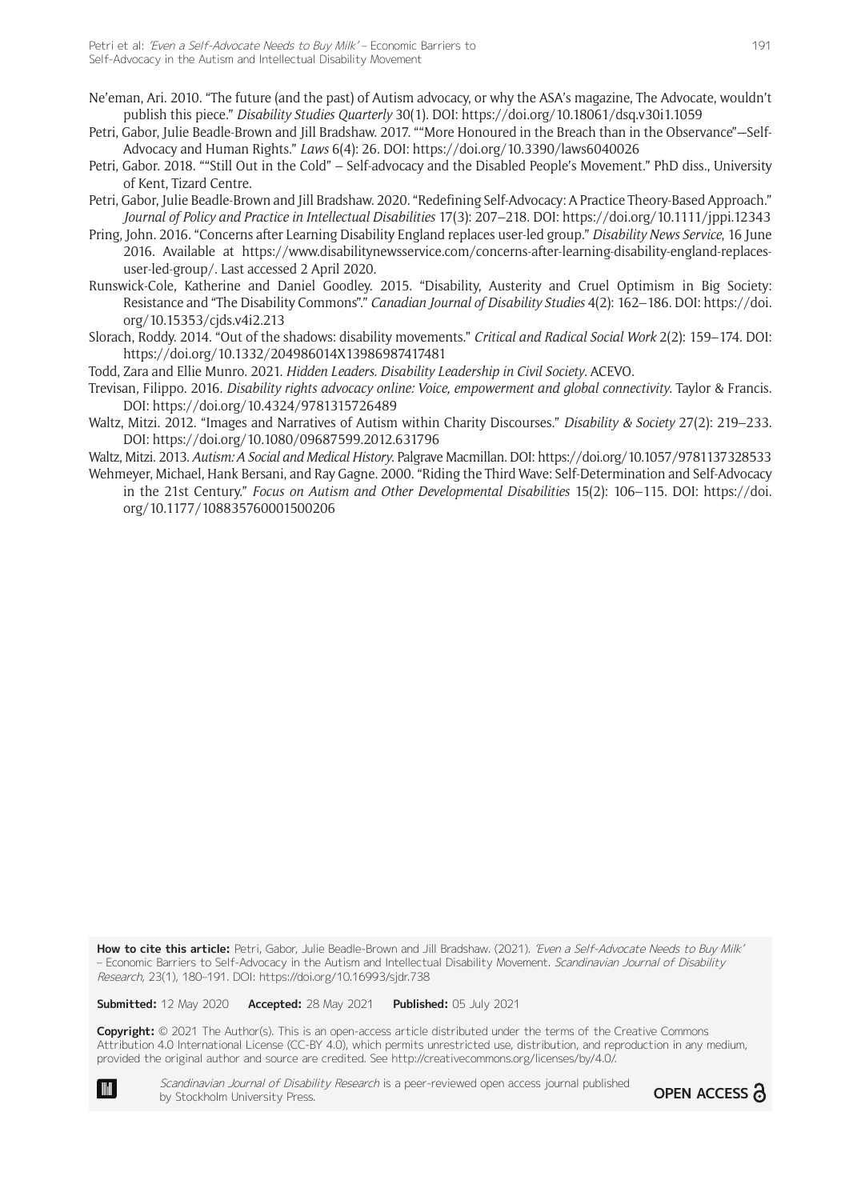Ne'eman, Ari. 2010. "The future (and the past) of Autism advocacy, or why the ASA's magazine, The Advocate, wouldn't publish this piece." *Disability Studies Quarterly* 30(1). DOI: https://doi.org/10.18061/dsq.v30i1.1059

Petri, Gabor, Julie Beadle-Brown and Jill Bradshaw. 2017. ""More Honoured in the Breach than in the Observance"—Self-Advocacy and Human Rights." *Laws* 6(4): 26. DOI: https://doi.org/10.3390/laws6040026

Petri, Gabor. 2018. ""Still Out in the Cold" – Self-advocacy and the Disabled People's Movement." PhD diss., University of Kent, Tizard Centre.

Petri, Gabor, Julie Beadle-Brown and Jill Bradshaw. 2020. "Redefining Self-Advocacy: A Practice Theory-Based Approach." *Journal of Policy and Practice in Intellectual Disabilities* 17(3): 207–218. DOI: https://doi.org/10.1111/jppi.12343

Pring, John. 2016. "Concerns after Learning Disability England replaces user-led group." *Disability News Service*, 16 June 2016. Available at https://www.disabilitynewsservice.com/concerns-after-learning-disability-england-replaces-user-led-group/. Last accessed 2 April 2020.

Runswick-Cole, Katherine and Daniel Goodley. 2015. "Disability, Austerity and Cruel Optimism in Big Society: Resistance and "The Disability Commons"." *Canadian Journal of Disability Studies* 4(2): 162–186. DOI: https://doi.org/10.15353/cjds.v4i2.213

Slorach, Roddy. 2014. "Out of the shadows: disability movements." *Critical and Radical Social Work* 2(2): 159–174. DOI: https://doi.org/10.1332/204986014X13986987417481

Todd, Zara and Ellie Munro. 2021. *Hidden Leaders. Disability Leadership in Civil Society*. ACEVO.

Trevisan, Filippo. 2016. *Disability rights advocacy online: Voice, empowerment and global connectivity*. Taylor & Francis. DOI: https://doi.org/10.4324/9781315726489

Waltz, Mitzi. 2012. "Images and Narratives of Autism within Charity Discourses." *Disability & Society* 27(2): 219–233. DOI: https://doi.org/10.1080/09687599.2012.631796

Waltz, Mitzi. 2013. *Autism: A Social and Medical History*. Palgrave Macmillan. DOI: https://doi.org/10.1057/9781137328533

Wehmeyer, Michael, Hank Bersani, and Ray Gagne. 2000. "Riding the Third Wave: Self-Determination and Self-Advocacy in the 21st Century." *Focus on Autism and Other Developmental Disabilities* 15(2): 106–115. DOI: https://doi.org/10.1177/108835760001500206

**How to cite this article:** Petri, Gabor, Julie Beadle-Brown and Jill Bradshaw. (2021). *'Even a Self-Advocate Needs to Buy Milk'* – Economic Barriers to Self-Advocacy in the Autism and Intellectual Disability Movement. *Scandinavian Journal of Disability Research*, 23(1), 180–191. DOI: https://doi.org/10.16993/sjdr.738

**Submitted:** 12 May 2020 **Accepted:** 28 May 2021 **Published:** 05 July 2021

**Copyright:** © 2021 The Author(s). This is an open-access article distributed under the terms of the Creative Commons Attribution 4.0 International License (CC-BY 4.0), which permits unrestricted use, distribution, and reproduction in any medium, provided the original author and source are credited. See http://creativecommons.org/licenses/by/4.0/.

*Scandinavian Journal of Disability Research* is a peer-reviewed open access journal published by Stockholm University Press.

**OPEN ACCESS**